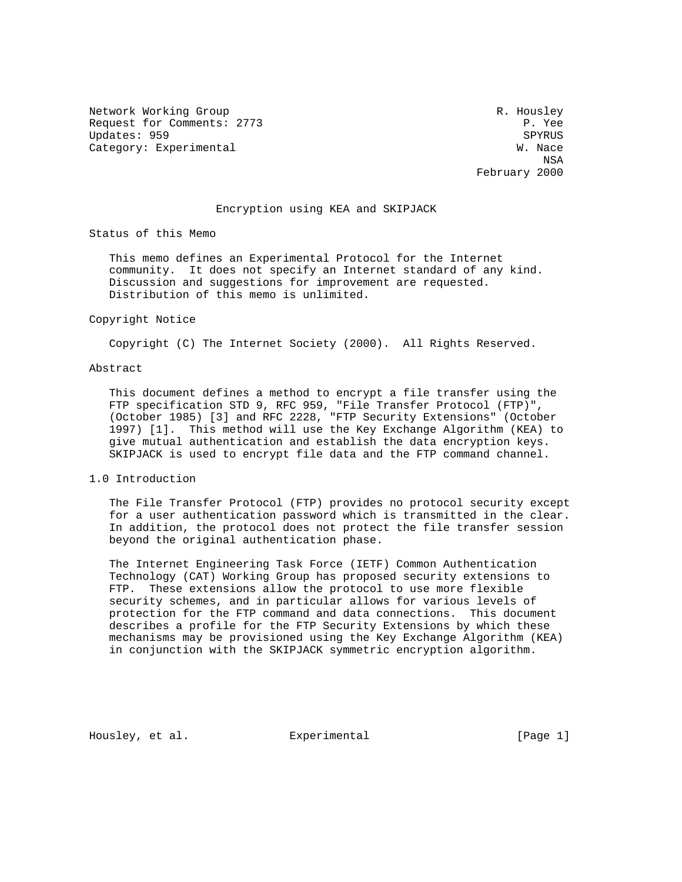Network Working Group R. Housley
Request for Comments: 2773 P. Yee
Updates: 959 SPYRUS
Category: Experimental W. Nace
NSA
February 2000

# Encryption using KEA and SKIPJACK

## Status of this Memo

This memo defines an Experimental Protocol for the Internet community. It does not specify an Internet standard of any kind. Discussion and suggestions for improvement are requested. Distribution of this memo is unlimited.

## Copyright Notice

Copyright (C) The Internet Society (2000). All Rights Reserved.

## Abstract

This document defines a method to encrypt a file transfer using the FTP specification STD 9, RFC 959, "File Transfer Protocol (FTP)", (October 1985) [3] and RFC 2228, "FTP Security Extensions" (October 1997) [1]. This method will use the Key Exchange Algorithm (KEA) to give mutual authentication and establish the data encryption keys. SKIPJACK is used to encrypt file data and the FTP command channel.

## 1.0 Introduction

The File Transfer Protocol (FTP) provides no protocol security except for a user authentication password which is transmitted in the clear. In addition, the protocol does not protect the file transfer session beyond the original authentication phase.

The Internet Engineering Task Force (IETF) Common Authentication Technology (CAT) Working Group has proposed security extensions to FTP. These extensions allow the protocol to use more flexible security schemes, and in particular allows for various levels of protection for the FTP command and data connections. This document describes a profile for the FTP Security Extensions by which these mechanisms may be provisioned using the Key Exchange Algorithm (KEA) in conjunction with the SKIPJACK symmetric encryption algorithm.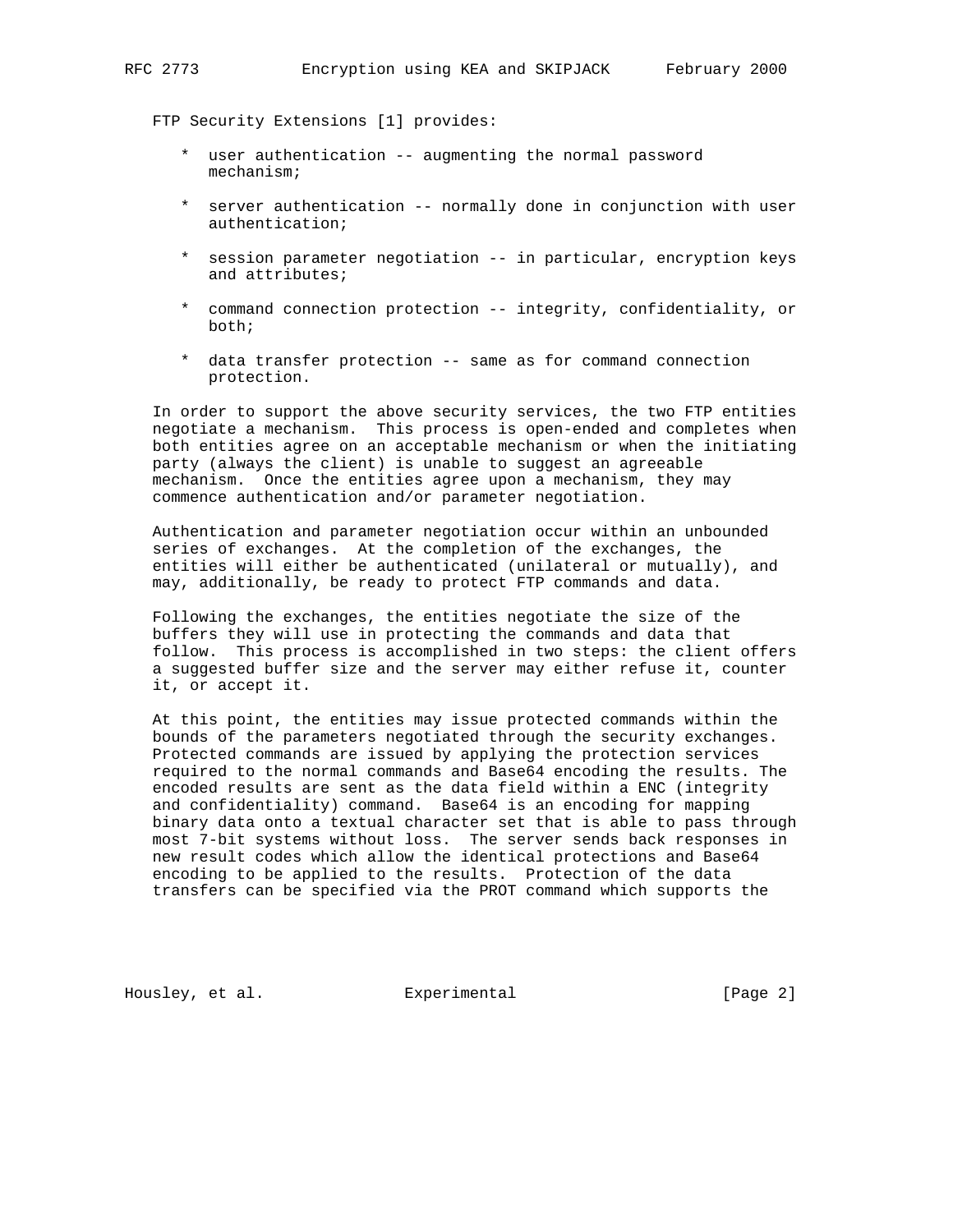FTP Security Extensions [1] provides:

* user authentication -- augmenting the normal password mechanism;
* server authentication -- normally done in conjunction with user authentication;
* session parameter negotiation -- in particular, encryption keys and attributes;
* command connection protection -- integrity, confidentiality, or both;
* data transfer protection -- same as for command connection protection.

In order to support the above security services, the two FTP entities negotiate a mechanism. This process is open-ended and completes when both entities agree on an acceptable mechanism or when the initiating party (always the client) is unable to suggest an agreeable mechanism. Once the entities agree upon a mechanism, they may commence authentication and/or parameter negotiation.

Authentication and parameter negotiation occur within an unbounded series of exchanges. At the completion of the exchanges, the entities will either be authenticated (unilateral or mutually), and may, additionally, be ready to protect FTP commands and data.

Following the exchanges, the entities negotiate the size of the buffers they will use in protecting the commands and data that follow. This process is accomplished in two steps: the client offers a suggested buffer size and the server may either refuse it, counter it, or accept it.

At this point, the entities may issue protected commands within the bounds of the parameters negotiated through the security exchanges. Protected commands are issued by applying the protection services required to the normal commands and Base64 encoding the results. The encoded results are sent as the data field within a ENC (integrity and confidentiality) command. Base64 is an encoding for mapping binary data onto a textual character set that is able to pass through most 7-bit systems without loss. The server sends back responses in new result codes which allow the identical protections and Base64 encoding to be applied to the results. Protection of the data transfers can be specified via the PROT command which supports the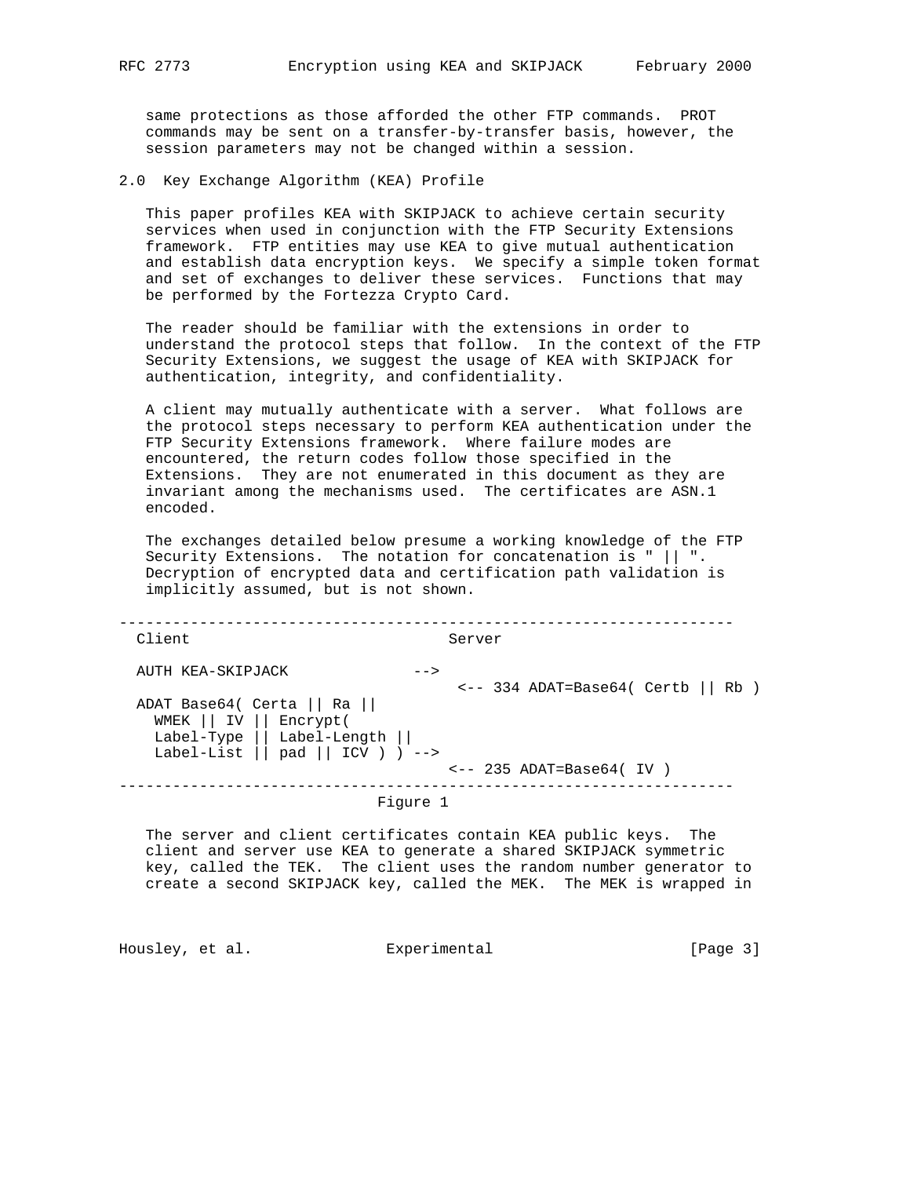same protections as those afforded the other FTP commands. PROT commands may be sent on a transfer-by-transfer basis, however, the session parameters may not be changed within a session.

## 2.0 Key Exchange Algorithm (KEA) Profile

This paper profiles KEA with SKIPJACK to achieve certain security services when used in conjunction with the FTP Security Extensions framework. FTP entities may use KEA to give mutual authentication and establish data encryption keys. We specify a simple token format and set of exchanges to deliver these services. Functions that may be performed by the Fortezza Crypto Card.

The reader should be familiar with the extensions in order to understand the protocol steps that follow. In the context of the FTP Security Extensions, we suggest the usage of KEA with SKIPJACK for authentication, integrity, and confidentiality.

A client may mutually authenticate with a server. What follows are the protocol steps necessary to perform KEA authentication under the FTP Security Extensions framework. Where failure modes are encountered, the return codes follow those specified in the Extensions. They are not enumerated in this document as they are invariant among the mechanisms used. The certificates are ASN.1 encoded.

The exchanges detailed below presume a working knowledge of the FTP Security Extensions. The notation for concatenation is " || ". Decryption of encrypted data and certification path validation is implicitly assumed, but is not shown.

```
---------------------------------------------------------------------
  Client                             Server

  AUTH KEA-SKIPJACK              -->
                                      <-- 334 ADAT=Base64( Certb || Rb )
  ADAT Base64( Certa || Ra ||
    WMEK || IV || Encrypt(
    Label-Type || Label-Length ||
    Label-List || pad || ICV ) ) -->
                                     <-- 235 ADAT=Base64( IV )
---------------------------------------------------------------------
```

Figure 1

The server and client certificates contain KEA public keys. The client and server use KEA to generate a shared SKIPJACK symmetric key, called the TEK. The client uses the random number generator to create a second SKIPJACK key, called the MEK. The MEK is wrapped in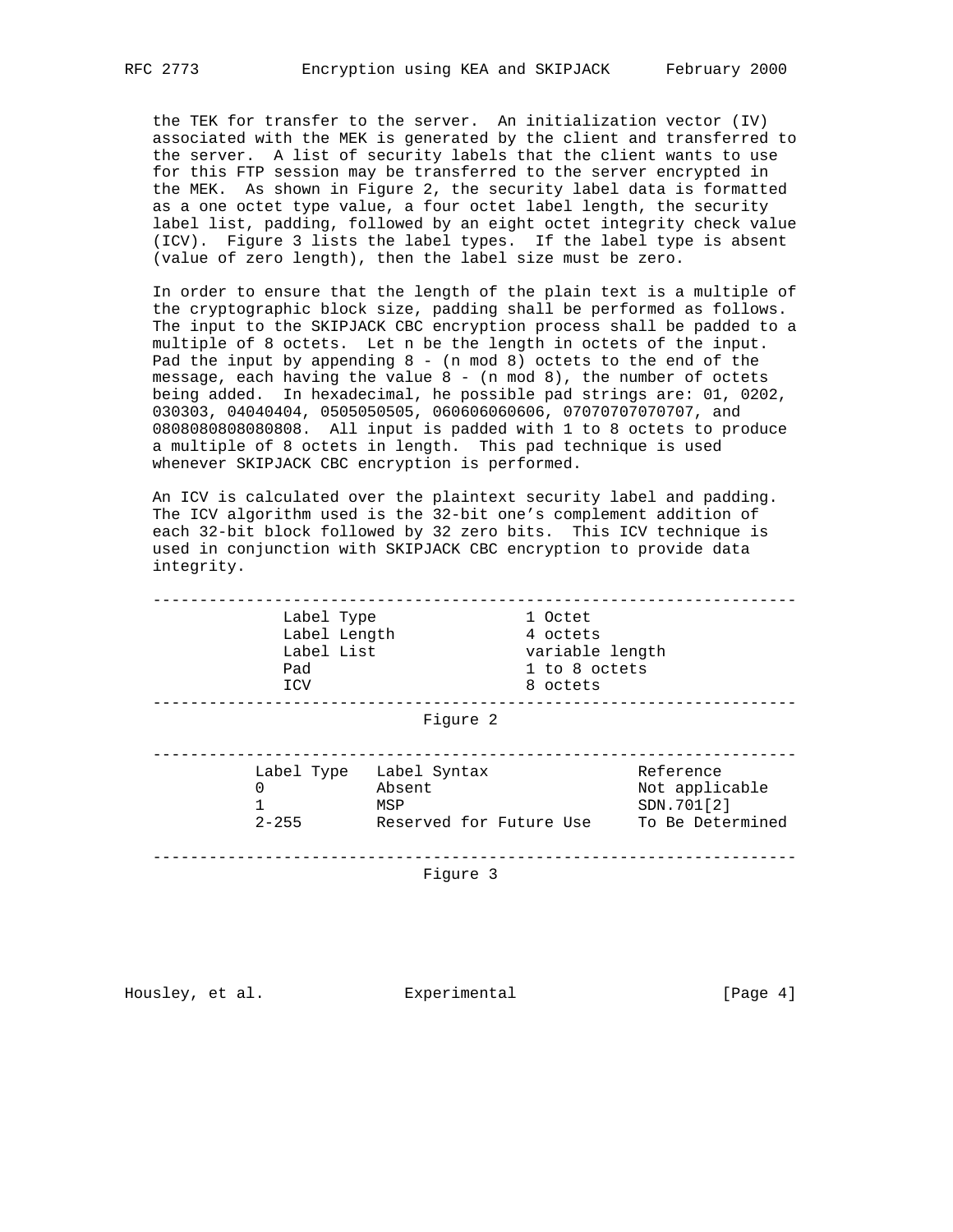the TEK for transfer to the server. An initialization vector (IV) associated with the MEK is generated by the client and transferred to the server. A list of security labels that the client wants to use for this FTP session may be transferred to the server encrypted in the MEK. As shown in Figure 2, the security label data is formatted as a one octet type value, a four octet label length, the security label list, padding, followed by an eight octet integrity check value (ICV). Figure 3 lists the label types. If the label type is absent (value of zero length), then the label size must be zero.

In order to ensure that the length of the plain text is a multiple of the cryptographic block size, padding shall be performed as follows. The input to the SKIPJACK CBC encryption process shall be padded to a multiple of 8 octets. Let n be the length in octets of the input. Pad the input by appending 8 - (n mod 8) octets to the end of the message, each having the value 8 - (n mod 8), the number of octets being added. In hexadecimal, he possible pad strings are: 01, 0202, 030303, 04040404, 0505050505, 060606060606, 07070707070707, and 0808080808080808. All input is padded with 1 to 8 octets to produce a multiple of 8 octets in length. This pad technique is used whenever SKIPJACK CBC encryption is performed.

An ICV is calculated over the plaintext security label and padding. The ICV algorithm used is the 32-bit one's complement addition of each 32-bit block followed by 32 zero bits. This ICV technique is used in conjunction with SKIPJACK CBC encryption to provide data integrity.

| Field | Size |
|---|---|
| Label Type | 1 Octet |
| Label Length | 4 octets |
| Label List | variable length |
| Pad | 1 to 8 octets |
| ICV | 8 octets |

Figure 2

| Label Type | Label Syntax | Reference |
|---|---|---|
| 0 | Absent | Not applicable |
| 1 | MSP | SDN.701[2] |
| 2-255 | Reserved for Future Use | To Be Determined |

Figure 3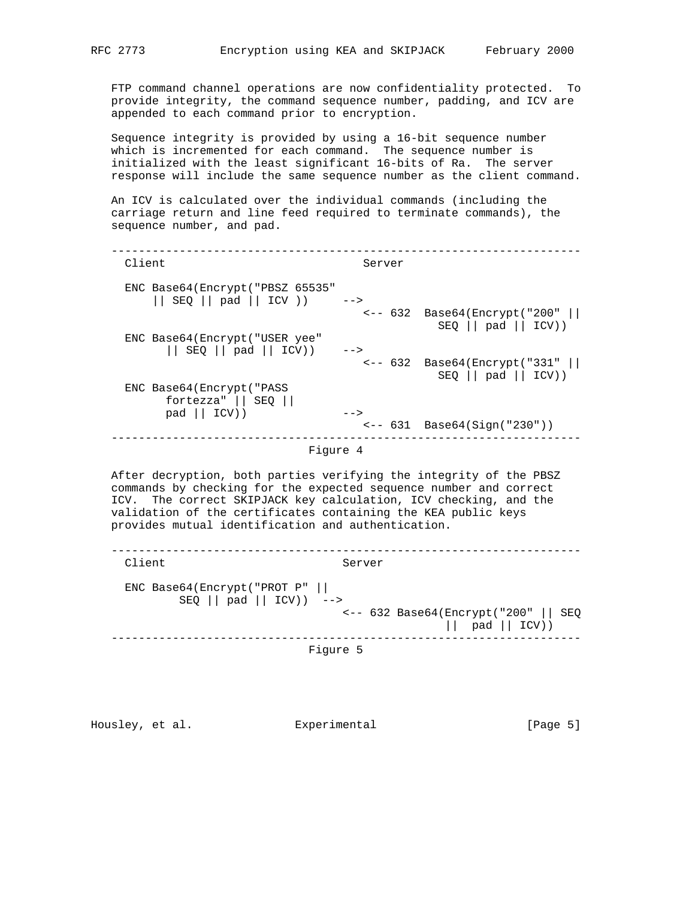FTP command channel operations are now confidentiality protected. To provide integrity, the command sequence number, padding, and ICV are appended to each command prior to encryption.

Sequence integrity is provided by using a 16-bit sequence number which is incremented for each command. The sequence number is initialized with the least significant 16-bits of Ra. The server response will include the same sequence number as the client command.

An ICV is calculated over the individual commands (including the carriage return and line feed required to terminate commands), the sequence number, and pad.

```
---------------------------------------------------------------------
  Client                            Server

  ENC Base64(Encrypt("PBSZ 65535"
      || SEQ || pad || ICV ))     -->
                                    <-- 632  Base64(Encrypt("200" ||
                                                SEQ || pad || ICV))
  ENC Base64(Encrypt("USER yee"
        || SEQ || pad || ICV))    -->
                                    <-- 632  Base64(Encrypt("331" ||
                                                SEQ || pad || ICV))
  ENC Base64(Encrypt("PASS
        fortezza" || SEQ ||
        pad || ICV))              -->
                                    <-- 631  Base64(Sign("230"))
---------------------------------------------------------------------
```

Figure 4

After decryption, both parties verifying the integrity of the PBSZ commands by checking for the expected sequence number and correct ICV. The correct SKIPJACK key calculation, ICV checking, and the validation of the certificates containing the KEA public keys provides mutual identification and authentication.

```
---------------------------------------------------------------------
  Client                         Server

  ENC Base64(Encrypt("PROT P" ||
          SEQ || pad || ICV))  -->
                                 <-- 632 Base64(Encrypt("200" || SEQ
                                                 ||  pad || ICV))
---------------------------------------------------------------------
```

Figure 5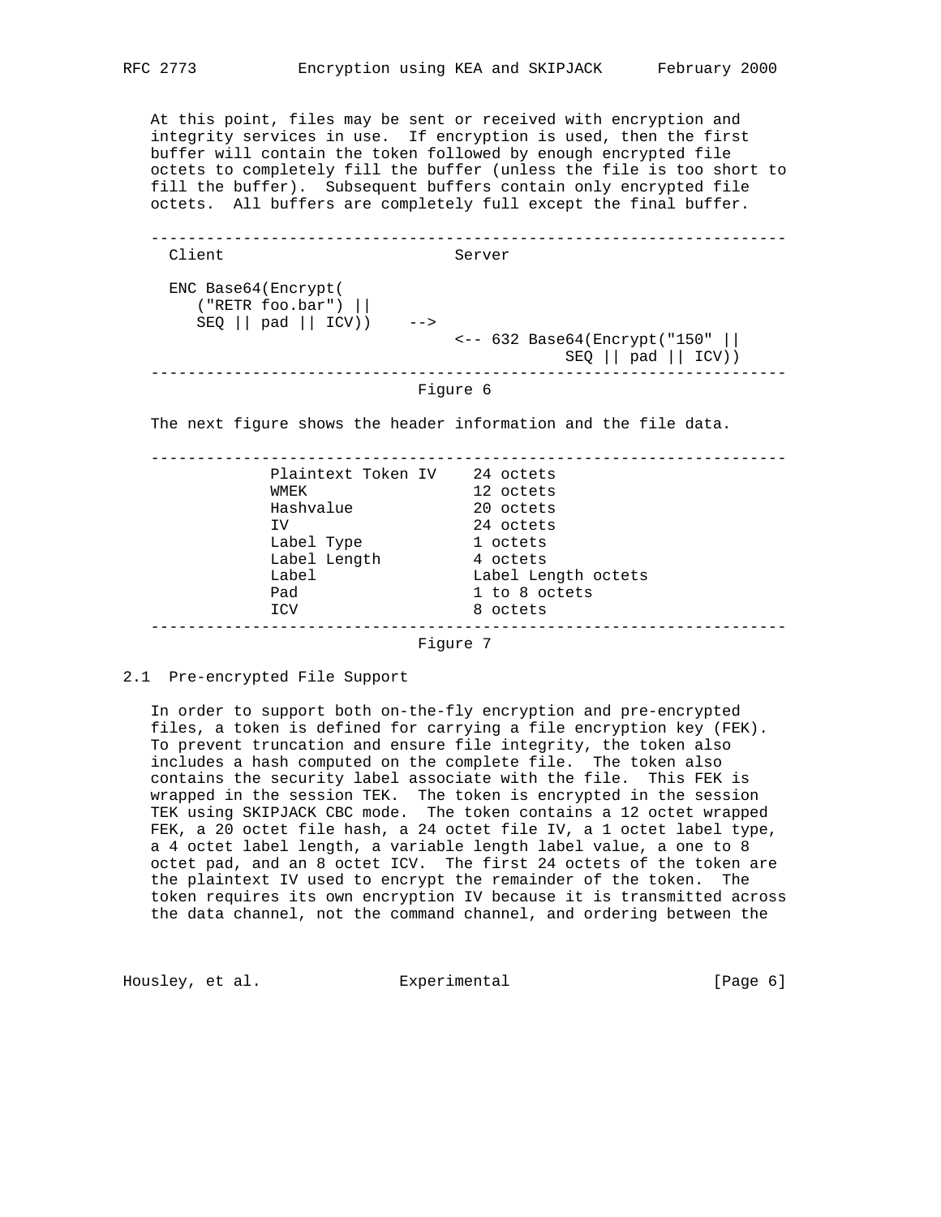At this point, files may be sent or received with encryption and integrity services in use. If encryption is used, then the first buffer will contain the token followed by enough encrypted file octets to completely fill the buffer (unless the file is too short to fill the buffer). Subsequent buffers contain only encrypted file octets. All buffers are completely full except the final buffer.

```
---------------------------------------------------------------------
  Client                          Server

  ENC Base64(Encrypt(
     ("RETR foo.bar") ||
     SEQ || pad || ICV))    -->
                                 <-- 632 Base64(Encrypt("150" ||
                                             SEQ || pad || ICV))
---------------------------------------------------------------------
```

Figure 6

The next figure shows the header information and the file data.

```
---------------------------------------------------------------------
             Plaintext Token IV    24 octets
             WMEK                  12 octets
             Hashvalue             20 octets
             IV                    24 octets
             Label Type            1 octets
             Label Length          4 octets
             Label                 Label Length octets
             Pad                   1 to 8 octets
             ICV                   8 octets
---------------------------------------------------------------------
```

Figure 7

## 2.1 Pre-encrypted File Support

In order to support both on-the-fly encryption and pre-encrypted files, a token is defined for carrying a file encryption key (FEK). To prevent truncation and ensure file integrity, the token also includes a hash computed on the complete file. The token also contains the security label associate with the file. This FEK is wrapped in the session TEK. The token is encrypted in the session TEK using SKIPJACK CBC mode. The token contains a 12 octet wrapped FEK, a 20 octet file hash, a 24 octet file IV, a 1 octet label type, a 4 octet label length, a variable length label value, a one to 8 octet pad, and an 8 octet ICV. The first 24 octets of the token are the plaintext IV used to encrypt the remainder of the token. The token requires its own encryption IV because it is transmitted across the data channel, not the command channel, and ordering between the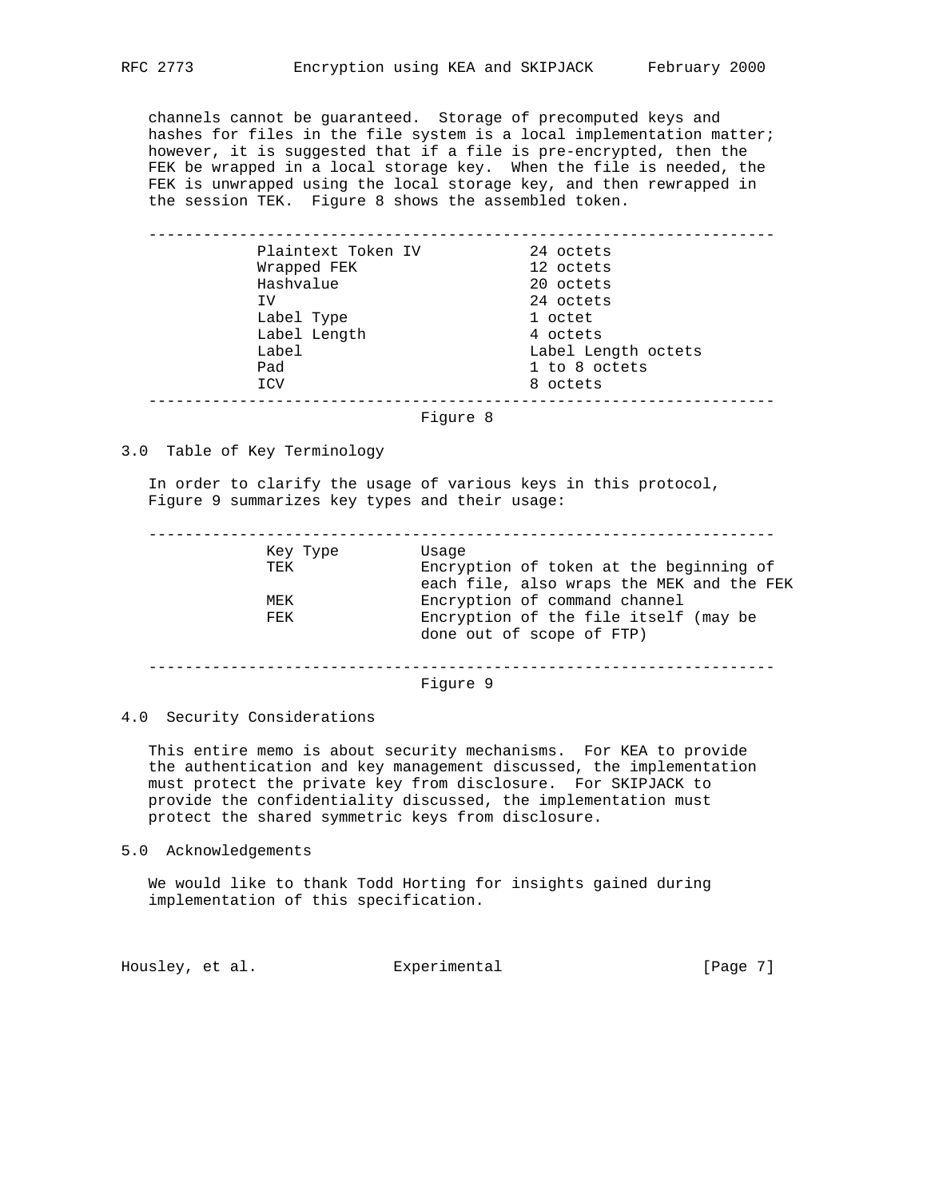channels cannot be guaranteed. Storage of precomputed keys and hashes for files in the file system is a local implementation matter; however, it is suggested that if a file is pre-encrypted, then the FEK be wrapped in a local storage key. When the file is needed, the FEK is unwrapped using the local storage key, and then rewrapped in the session TEK. Figure 8 shows the assembled token.

| Field | Size |
|---|---|
| Plaintext Token IV | 24 octets |
| Wrapped FEK | 12 octets |
| Hashvalue | 20 octets |
| IV | 24 octets |
| Label Type | 1 octet |
| Label Length | 4 octets |
| Label | Label Length octets |
| Pad | 1 to 8 octets |
| ICV | 8 octets |

Figure 8

## 3.0 Table of Key Terminology

In order to clarify the usage of various keys in this protocol, Figure 9 summarizes key types and their usage:

| Key Type | Usage |
|---|---|
| TEK | Encryption of token at the beginning of each file, also wraps the MEK and the FEK |
| MEK | Encryption of command channel |
| FEK | Encryption of the file itself (may be done out of scope of FTP) |

Figure 9

## 4.0 Security Considerations

This entire memo is about security mechanisms. For KEA to provide the authentication and key management discussed, the implementation must protect the private key from disclosure. For SKIPJACK to provide the confidentiality discussed, the implementation must protect the shared symmetric keys from disclosure.

## 5.0 Acknowledgements

We would like to thank Todd Horting for insights gained during implementation of this specification.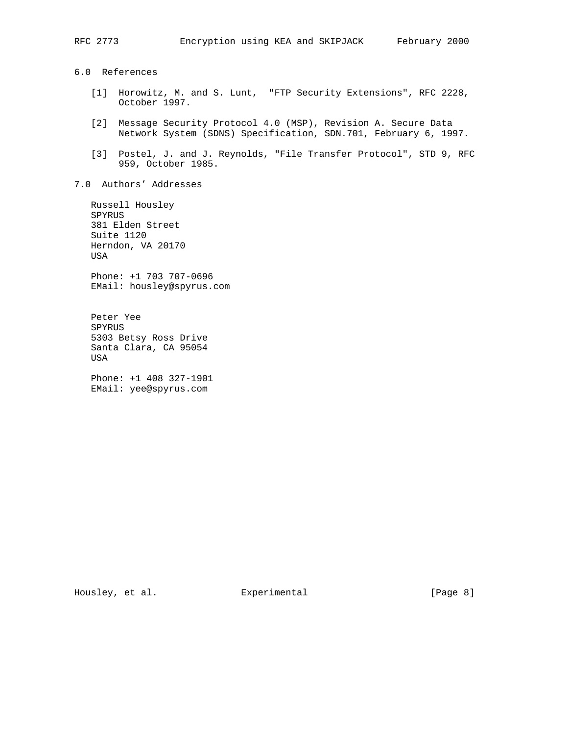## 6.0 References

[1] Horowitz, M. and S. Lunt, "FTP Security Extensions", RFC 2228, October 1997.

[2] Message Security Protocol 4.0 (MSP), Revision A. Secure Data Network System (SDNS) Specification, SDN.701, February 6, 1997.

[3] Postel, J. and J. Reynolds, "File Transfer Protocol", STD 9, RFC 959, October 1985.

## 7.0 Authors' Addresses

Russell Housley
SPYRUS
381 Elden Street
Suite 1120
Herndon, VA 20170
USA

Phone: +1 703 707-0696
EMail: housley@spyrus.com

Peter Yee
SPYRUS
5303 Betsy Ross Drive
Santa Clara, CA 95054
USA

Phone: +1 408 327-1901
EMail: yee@spyrus.com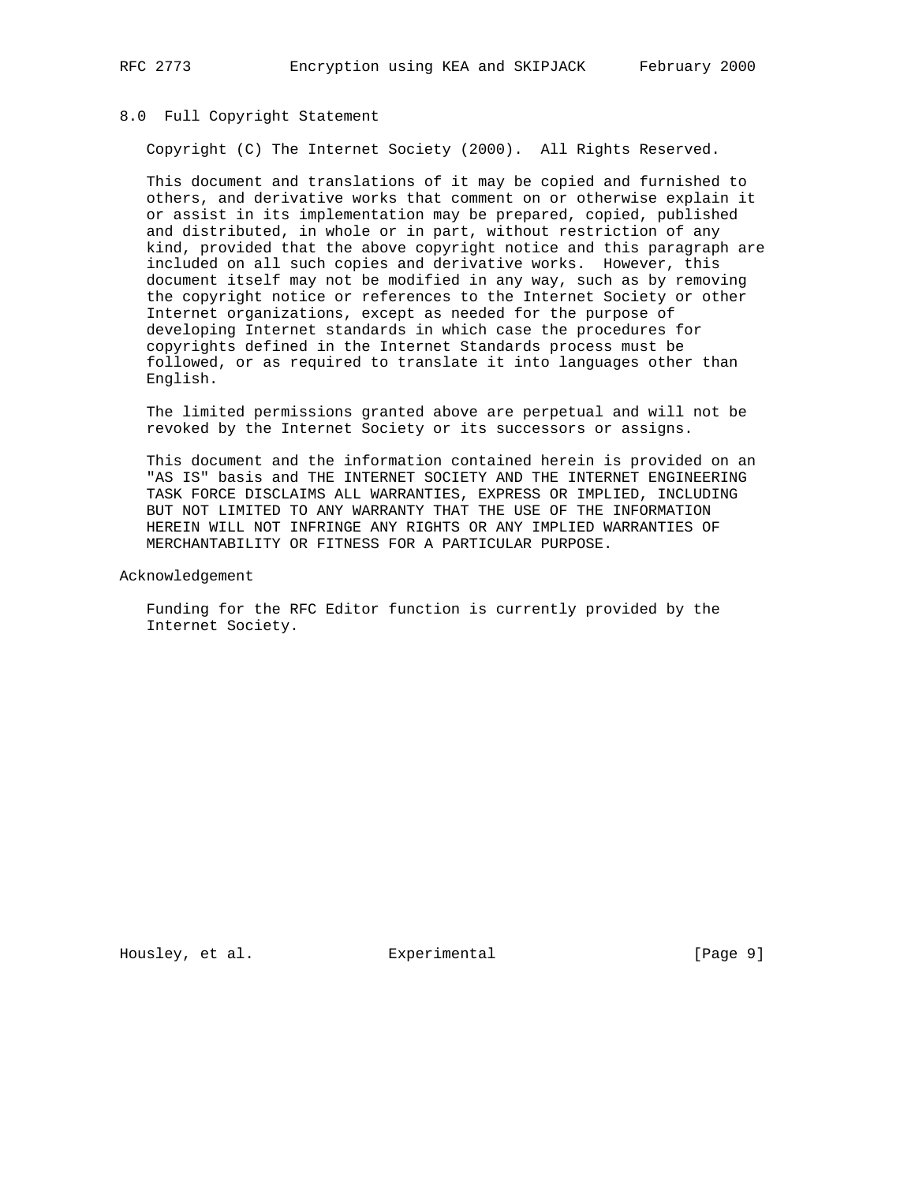## 8.0 Full Copyright Statement

Copyright (C) The Internet Society (2000). All Rights Reserved.

This document and translations of it may be copied and furnished to others, and derivative works that comment on or otherwise explain it or assist in its implementation may be prepared, copied, published and distributed, in whole or in part, without restriction of any kind, provided that the above copyright notice and this paragraph are included on all such copies and derivative works. However, this document itself may not be modified in any way, such as by removing the copyright notice or references to the Internet Society or other Internet organizations, except as needed for the purpose of developing Internet standards in which case the procedures for copyrights defined in the Internet Standards process must be followed, or as required to translate it into languages other than English.

The limited permissions granted above are perpetual and will not be revoked by the Internet Society or its successors or assigns.

This document and the information contained herein is provided on an "AS IS" basis and THE INTERNET SOCIETY AND THE INTERNET ENGINEERING TASK FORCE DISCLAIMS ALL WARRANTIES, EXPRESS OR IMPLIED, INCLUDING BUT NOT LIMITED TO ANY WARRANTY THAT THE USE OF THE INFORMATION HEREIN WILL NOT INFRINGE ANY RIGHTS OR ANY IMPLIED WARRANTIES OF MERCHANTABILITY OR FITNESS FOR A PARTICULAR PURPOSE.

## Acknowledgement

Funding for the RFC Editor function is currently provided by the Internet Society.